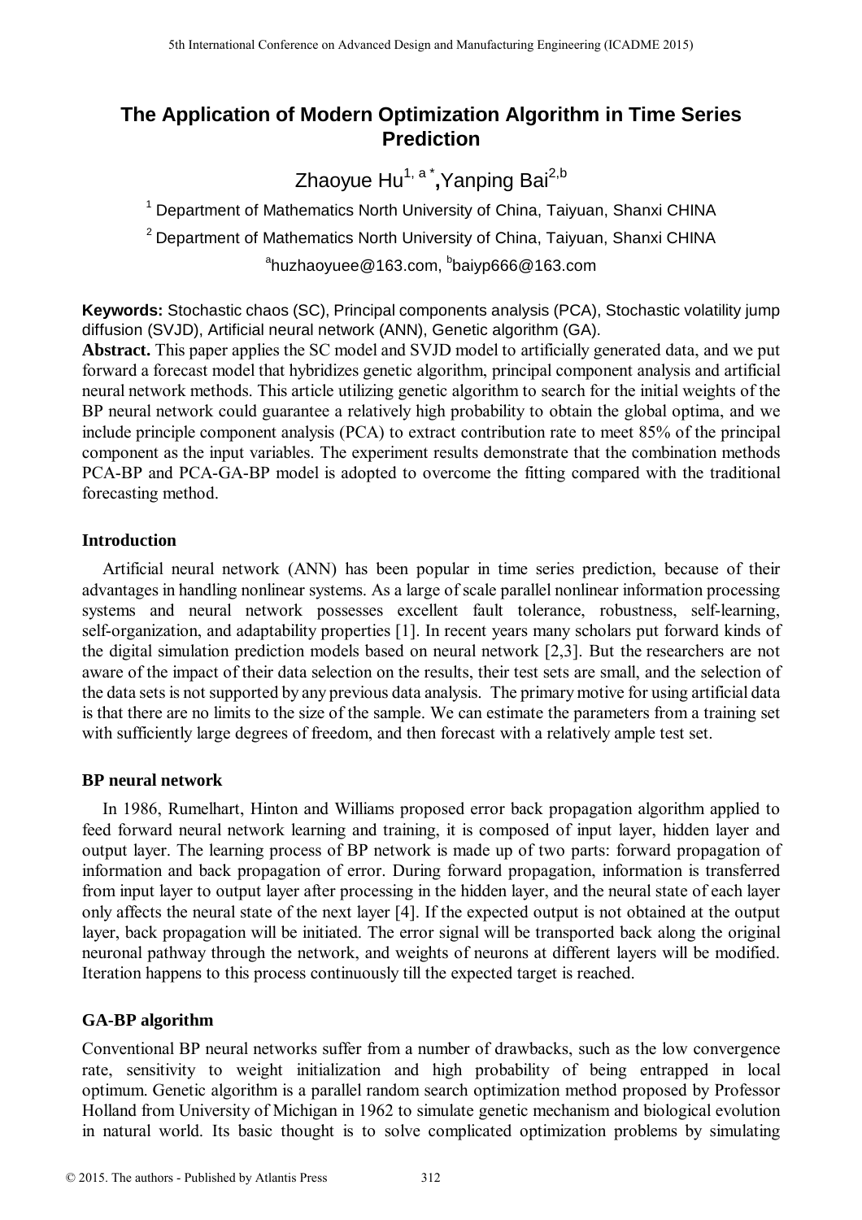# The Application of Modern Optimization Algorithm in Time Series Prediction

Zhaoyue Hu[1, a *], Yanping Bai[2,b]

[1] Department of Mathematics North University of China, Taiyuan, Shanxi CHINA

[2] Department of Mathematics North University of China, Taiyuan, Shanxi CHINA

[a]huzhaoyuee@163.com, [b]baiyp666@163.com

**Keywords:** Stochastic chaos (SC), Principal components analysis (PCA), Stochastic volatility jump diffusion (SVJD), Artificial neural network (ANN), Genetic algorithm (GA).

**Abstract.** This paper applies the SC model and SVJD model to artificially generated data, and we put forward a forecast model that hybridizes genetic algorithm, principal component analysis and artificial neural network methods. This article utilizing genetic algorithm to search for the initial weights of the BP neural network could guarantee a relatively high probability to obtain the global optima, and we include principle component analysis (PCA) to extract contribution rate to meet 85% of the principal component as the input variables. The experiment results demonstrate that the combination methods PCA-BP and PCA-GA-BP model is adopted to overcome the fitting compared with the traditional forecasting method.

## Introduction

Artificial neural network (ANN) has been popular in time series prediction, because of their advantages in handling nonlinear systems. As a large of scale parallel nonlinear information processing systems and neural network possesses excellent fault tolerance, robustness, self-learning, self-organization, and adaptability properties [1]. In recent years many scholars put forward kinds of the digital simulation prediction models based on neural network [2,3]. But the researchers are not aware of the impact of their data selection on the results, their test sets are small, and the selection of the data sets is not supported by any previous data analysis. The primary motive for using artificial data is that there are no limits to the size of the sample. We can estimate the parameters from a training set with sufficiently large degrees of freedom, and then forecast with a relatively ample test set.

## BP neural network

In 1986, Rumelhart, Hinton and Williams proposed error back propagation algorithm applied to feed forward neural network learning and training, it is composed of input layer, hidden layer and output layer. The learning process of BP network is made up of two parts: forward propagation of information and back propagation of error. During forward propagation, information is transferred from input layer to output layer after processing in the hidden layer, and the neural state of each layer only affects the neural state of the next layer [4]. If the expected output is not obtained at the output layer, back propagation will be initiated. The error signal will be transported back along the original neuronal pathway through the network, and weights of neurons at different layers will be modified. Iteration happens to this process continuously till the expected target is reached.

## GA-BP algorithm

Conventional BP neural networks suffer from a number of drawbacks, such as the low convergence rate, sensitivity to weight initialization and high probability of being entrapped in local optimum. Genetic algorithm is a parallel random search optimization method proposed by Professor Holland from University of Michigan in 1962 to simulate genetic mechanism and biological evolution in natural world. Its basic thought is to solve complicated optimization problems by simulating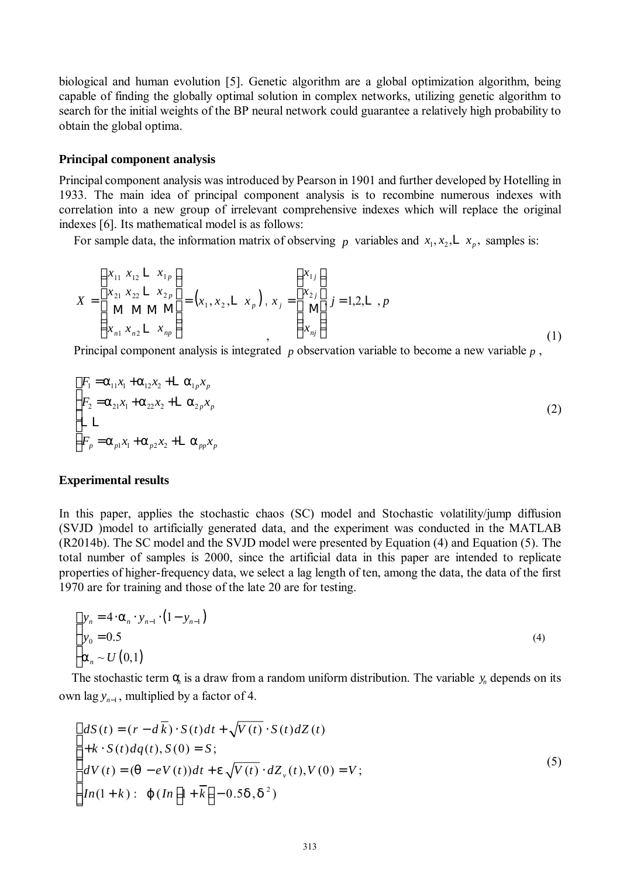biological and human evolution [5]. Genetic algorithm are a global optimization algorithm, being capable of finding the globally optimal solution in complex networks, utilizing genetic algorithm to search for the initial weights of the BP neural network could guarantee a relatively high probability to obtain the global optima.

### Principal component analysis

Principal component analysis was introduced by Pearson in 1901 and further developed by Hotelling in 1933. The main idea of principal component analysis is to recombine numerous indexes with correlation into a new group of irrelevant comprehensive indexes which will replace the original indexes [6]. Its mathematical model is as follows:

For sample data, the information matrix of observing $p$ variables and $x_1, x_2, \cdots x_p$, samples is:

$$X = \begin{bmatrix} x_{11} & x_{12} & \cdots & x_{1p} \\ x_{21} & x_{22} & \cdots & x_{2p} \\ \vdots & \vdots & \vdots & \vdots \\ x_{n1} & x_{n2} & \cdots & x_{np} \end{bmatrix} = \left(x_1, x_2, \cdots x_p\right),\ x_j = \begin{bmatrix} x_{1j} \\ x_{2j} \\ \vdots \\ x_{nj} \end{bmatrix},\ j = 1,2,\cdots,p \tag{1}$$

Principal component analysis is integrated $p$ observation variable to become a new variable $p$,

$$\begin{cases} F_1 = \alpha_{11}x_1 + \alpha_{12}x_2 + \cdots \alpha_{1p}x_p \\ F_2 = \alpha_{21}x_1 + \alpha_{22}x_2 + \cdots \alpha_{2p}x_p \\ \cdots\cdots \\ F_p = \alpha_{p1}x_1 + \alpha_{p2}x_2 + \cdots \alpha_{pp}x_p \end{cases} \tag{2}$$

### Experimental results

In this paper, applies the stochastic chaos (SC) model and Stochastic volatility/jump diffusion (SVJD )model to artificially generated data, and the experiment was conducted in the MATLAB (R2014b). The SC model and the SVJD model were presented by Equation (4) and Equation (5). The total number of samples is 2000, since the artificial data in this paper are intended to replicate properties of higher-frequency data, we select a lag length of ten, among the data, the data of the first 1970 are for training and those of the late 20 are for testing.

$$\begin{cases} y_n = 4 \cdot \alpha_n \cdot y_{n-1} \cdot \left(1 - y_{n-1}\right) \\ y_0 = 0.5 \\ \alpha_n \sim U\left(0,1\right) \end{cases} \tag{4}$$

The stochastic term $\alpha_n$ is a draw from a random uniform distribution. The variable $y_n$ depends on its own lag $y_{n-1}$, multiplied by a factor of 4.

$$\begin{cases} dS(t) = (r - d\overline{k}) \cdot S(t)dt + \sqrt{V(t)} \cdot S(t)dZ(t) \\ + k \cdot S(t)dq(t), S(0) = S; \\ dV(t) = (\theta - eV(t))dt + \varepsilon\sqrt{V(t)} \cdot dZ_v(t), V(0) = V; \\ In(1+k) : \quad \varphi(In\left(1+\overline{k}\right) - 0.5\delta, \delta^2) \end{cases} \tag{5}$$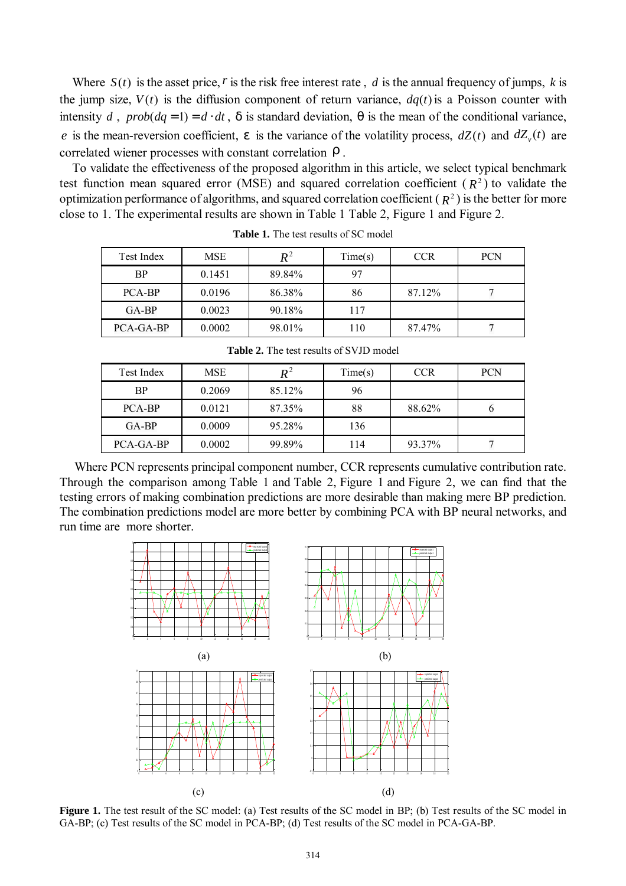Where $S(t)$ is the asset price, $r$ is the risk free interest rate , $d$ is the annual frequency of jumps, $k$ is the jump size, $V(t)$ is the diffusion component of return variance, $dq(t)$ is a Poisson counter with intensity $d$ , $prob(dq = 1) = d \cdot dt$ , δ is standard deviation, θ is the mean of the conditional variance, $e$ is the mean-reversion coefficient, ε is the variance of the volatility process, $dZ(t)$ and $dZ_v(t)$ are correlated wiener processes with constant correlation ρ .

To validate the effectiveness of the proposed algorithm in this article, we select typical benchmark test function mean squared error (MSE) and squared correlation coefficient ( $R^2$ ) to validate the optimization performance of algorithms, and squared correlation coefficient ( $R^2$ ) is the better for more close to 1. The experimental results are shown in Table 1 Table 2, Figure 1 and Figure 2.

**Table 1.** The test results of SC model

| Test Index | MSE | $R^2$ | Time(s) | CCR | PCN |
|---|---|---|---|---|---|
| BP | 0.1451 | 89.84% | 97 | | |
| PCA-BP | 0.0196 | 86.38% | 86 | 87.12% | 7 |
| GA-BP | 0.0023 | 90.18% | 117 | | |
| PCA-GA-BP | 0.0002 | 98.01% | 110 | 87.47% | 7 |

**Table 2.** The test results of SVJD model

| Test Index | MSE | $R^2$ | Time(s) | CCR | PCN |
|---|---|---|---|---|---|
| BP | 0.2069 | 85.12% | 96 | | |
| PCA-BP | 0.0121 | 87.35% | 88 | 88.62% | 6 |
| GA-BP | 0.0009 | 95.28% | 136 | | |
| PCA-GA-BP | 0.0002 | 99.89% | 114 | 93.37% | 7 |

Where PCN represents principal component number, CCR represents cumulative contribution rate. Through the comparison among Table 1 and Table 2, Figure 1 and Figure 2, we can find that the testing errors of making combination predictions are more desirable than making mere BP prediction. The combination predictions model are more better by combining PCA with BP neural networks, and run time are more shorter.

(a) (b)

(c) (d)

**Figure 1.** The test result of the SC model: (a) Test results of the SC model in BP; (b) Test results of the SC model in GA-BP; (c) Test results of the SC model in PCA-BP; (d) Test results of the SC model in PCA-GA-BP.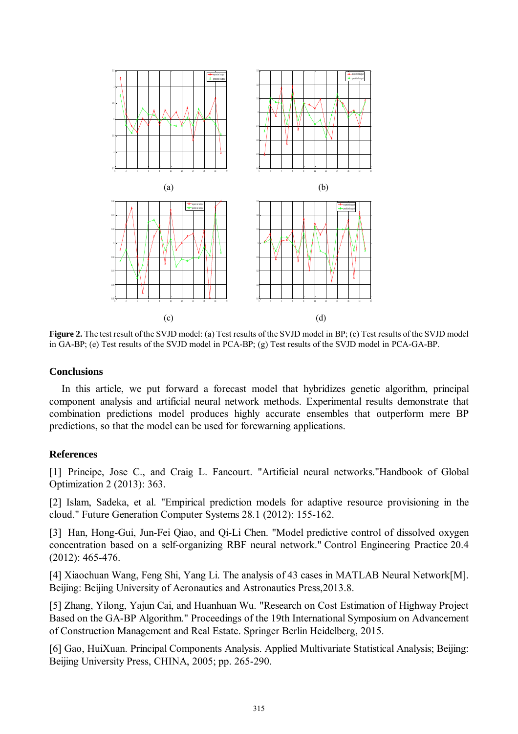(a)

(b)

(c)

(d)

**Figure 2.** The test result of the SVJD model: (a) Test results of the SVJD model in BP; (c) Test results of the SVJD model in GA-BP; (e) Test results of the SVJD model in PCA-BP; (g) Test results of the SVJD model in PCA-GA-BP.

## Conclusions

In this article, we put forward a forecast model that hybridizes genetic algorithm, principal component analysis and artificial neural network methods. Experimental results demonstrate that combination predictions model produces highly accurate ensembles that outperform mere BP predictions, so that the model can be used for forewarning applications.

## References

[1] Principe, Jose C., and Craig L. Fancourt. "Artificial neural networks."Handbook of Global Optimization 2 (2013): 363.

[2] Islam, Sadeka, et al. "Empirical prediction models for adaptive resource provisioning in the cloud." Future Generation Computer Systems 28.1 (2012): 155-162.

[3] Han, Hong-Gui, Jun-Fei Qiao, and Qi-Li Chen. "Model predictive control of dissolved oxygen concentration based on a self-organizing RBF neural network." Control Engineering Practice 20.4 (2012): 465-476.

[4] Xiaochuan Wang, Feng Shi, Yang Li. The analysis of 43 cases in MATLAB Neural Network[M]. Beijing: Beijing University of Aeronautics and Astronautics Press,2013.8.

[5] Zhang, Yilong, Yajun Cai, and Huanhuan Wu. "Research on Cost Estimation of Highway Project Based on the GA-BP Algorithm." Proceedings of the 19th International Symposium on Advancement of Construction Management and Real Estate. Springer Berlin Heidelberg, 2015.

[6] Gao, HuiXuan. Principal Components Analysis. Applied Multivariate Statistical Analysis; Beijing: Beijing University Press, CHINA, 2005; pp. 265-290.